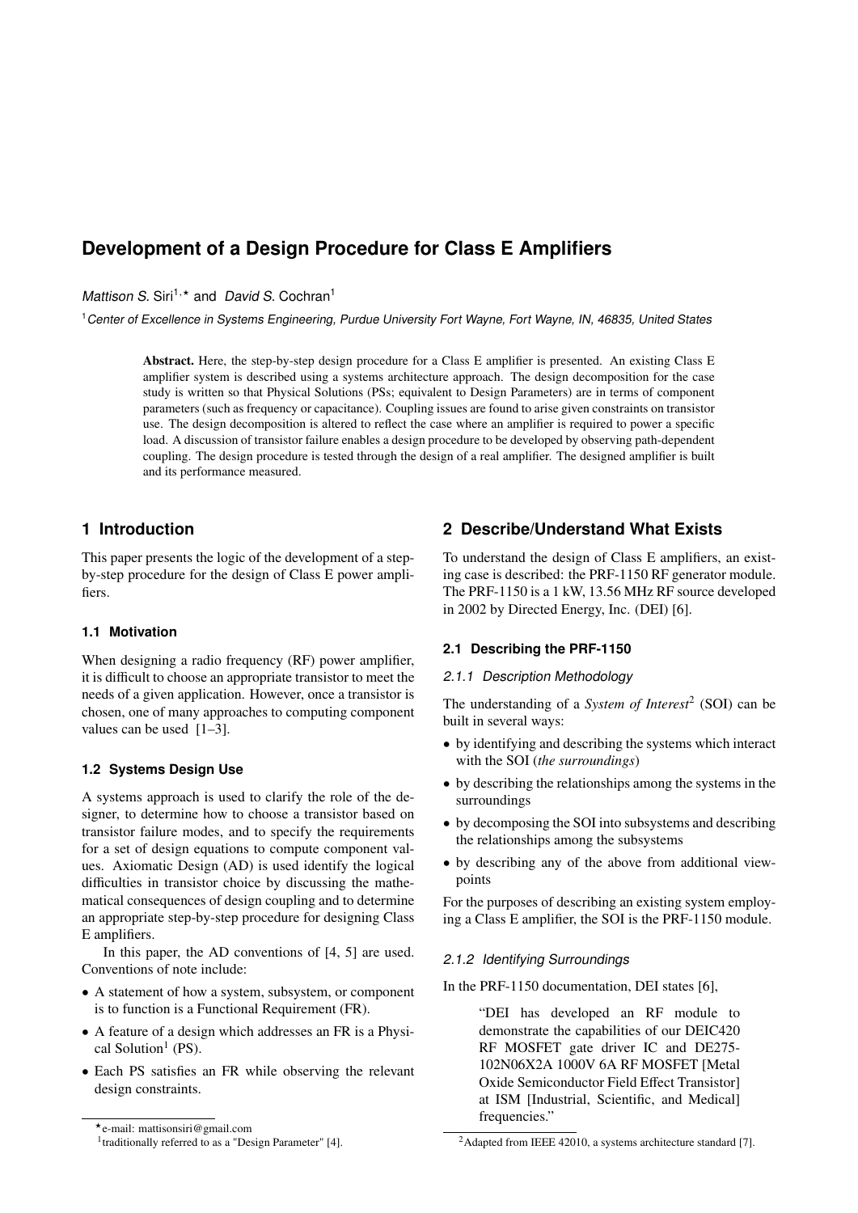# Development of a Design Procedure for Class E Amplifiers

*Mattison S.* Siri[1,⋆] and *David S.* Cochran[1]

[1] *Center of Excellence in Systems Engineering, Purdue University Fort Wayne, Fort Wayne, IN, 46835, United States*

**Abstract.** Here, the step-by-step design procedure for a Class E amplifier is presented. An existing Class E amplifier system is described using a systems architecture approach. The design decomposition for the case study is written so that Physical Solutions (PSs; equivalent to Design Parameters) are in terms of component parameters (such as frequency or capacitance). Coupling issues are found to arise given constraints on transistor use. The design decomposition is altered to reflect the case where an amplifier is required to power a specific load. A discussion of transistor failure enables a design procedure to be developed by observing path-dependent coupling. The design procedure is tested through the design of a real amplifier. The designed amplifier is built and its performance measured.

## 1 Introduction

This paper presents the logic of the development of a step-by-step procedure for the design of Class E power amplifiers.

### 1.1 Motivation

When designing a radio frequency (RF) power amplifier, it is difficult to choose an appropriate transistor to meet the needs of a given application. However, once a transistor is chosen, one of many approaches to computing component values can be used [1–3].

### 1.2 Systems Design Use

A systems approach is used to clarify the role of the designer, to determine how to choose a transistor based on transistor failure modes, and to specify the requirements for a set of design equations to compute component values. Axiomatic Design (AD) is used identify the logical difficulties in transistor choice by discussing the mathematical consequences of design coupling and to determine an appropriate step-by-step procedure for designing Class E amplifiers.

In this paper, the AD conventions of [4, 5] are used. Conventions of note include:

- A statement of how a system, subsystem, or component is to function is a Functional Requirement (FR).
- A feature of a design which addresses an FR is a Physical Solution[1] (PS).
- Each PS satisfies an FR while observing the relevant design constraints.

## 2 Describe/Understand What Exists

To understand the design of Class E amplifiers, an existing case is described: the PRF-1150 RF generator module. The PRF-1150 is a 1 kW, 13.56 MHz RF source developed in 2002 by Directed Energy, Inc. (DEI) [6].

### 2.1 Describing the PRF-1150

#### 2.1.1 Description Methodology

The understanding of a *System of Interest*[2] (SOI) can be built in several ways:

- by identifying and describing the systems which interact with the SOI (*the surroundings*)
- by describing the relationships among the systems in the surroundings
- by decomposing the SOI into subsystems and describing the relationships among the subsystems
- by describing any of the above from additional viewpoints

For the purposes of describing an existing system employing a Class E amplifier, the SOI is the PRF-1150 module.

#### 2.1.2 Identifying Surroundings

In the PRF-1150 documentation, DEI states [6],

> "DEI has developed an RF module to demonstrate the capabilities of our DEIC420 RF MOSFET gate driver IC and DE275-102N06X2A 1000V 6A RF MOSFET [Metal Oxide Semiconductor Field Effect Transistor] at ISM [Industrial, Scientific, and Medical] frequencies."

⋆e-mail: mattisonsiri@gmail.com

[1] traditionally referred to as a "Design Parameter" [4].

[2] Adapted from IEEE 42010, a systems architecture standard [7].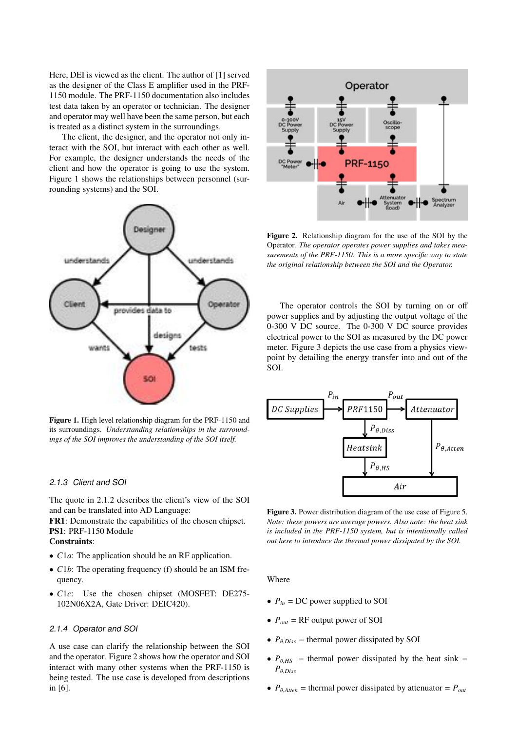Here, DEI is viewed as the client. The author of [1] served as the designer of the Class E amplifier used in the PRF-1150 module. The PRF-1150 documentation also includes test data taken by an operator or technician. The designer and operator may well have been the same person, but each is treated as a distinct system in the surroundings.

The client, the designer, and the operator not only interact with the SOI, but interact with each other as well. For example, the designer understands the needs of the client and how the operator is going to use the system. Figure 1 shows the relationships between personnel (surrounding systems) and the SOI.

**Figure 1.** High level relationship diagram for the PRF-1150 and its surroundings. *Understanding relationships in the surroundings of the SOI improves the understanding of the SOI itself.*

### 2.1.3 Client and SOI

The quote in 2.1.2 describes the client's view of the SOI and can be translated into AD Language:
**FR1**: Demonstrate the capabilities of the chosen chipset.
**PS1**: PRF-1150 Module
**Constraints**:

- $C1a$: The application should be an RF application.
- $C1b$: The operating frequency (f) should be an ISM frequency.
- $C1c$: Use the chosen chipset (MOSFET: DE275-102N06X2A, Gate Driver: DEIC420).

### 2.1.4 Operator and SOI

A use case can clarify the relationship between the SOI and the operator. Figure 2 shows how the operator and SOI interact with many other systems when the PRF-1150 is being tested. The use case is developed from descriptions in [6].

**Figure 2.** Relationship diagram for the use of the SOI by the Operator. *The operator operates power supplies and takes measurements of the PRF-1150. This is a more specific way to state the original relationship between the SOI and the Operator.*

The operator controls the SOI by turning on or off power supplies and by adjusting the output voltage of the 0-300 V DC source. The 0-300 V DC source provides electrical power to the SOI as measured by the DC power meter. Figure 3 depicts the use case from a physics viewpoint by detailing the energy transfer into and out of the SOI.

**Figure 3.** Power distribution diagram of the use case of Figure 5. *Note: these powers are average powers. Also note: the heat sink is included in the PRF-1150 system, but is intentionally called out here to introduce the thermal power dissipated by the SOI.*

Where

- $P_{in}$ = DC power supplied to SOI
- $P_{out}$ = RF output power of SOI
- $P_{\theta,Diss}$ = thermal power dissipated by SOI
- $P_{\theta,HS}$ = thermal power dissipated by the heat sink = $P_{\theta,Diss}$
- $P_{\theta,Atten}$ = thermal power dissipated by attenuator = $P_{out}$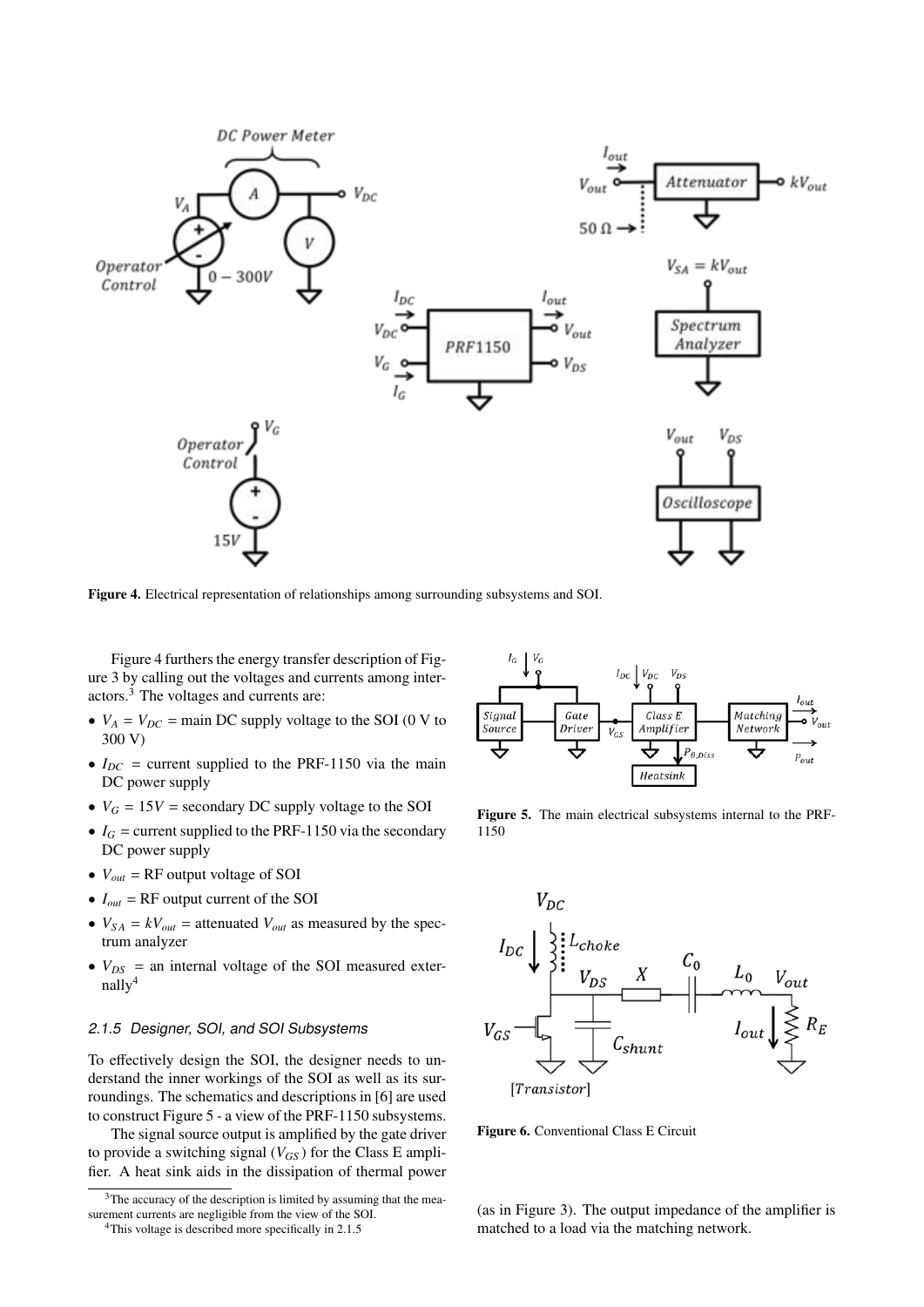Figure 4. Electrical representation of relationships among surrounding subsystems and SOI.

Figure 4 furthers the energy transfer description of Figure 3 by calling out the voltages and currents among interactors.[3] The voltages and currents are:

- $V_A = V_{DC}$ = main DC supply voltage to the SOI (0 V to 300 V)
- $I_{DC}$ = current supplied to the PRF-1150 via the main DC power supply
- $V_G = 15V$ = secondary DC supply voltage to the SOI
- $I_G$ = current supplied to the PRF-1150 via the secondary DC power supply
- $V_{out}$ = RF output voltage of SOI
- $I_{out}$ = RF output current of the SOI
- $V_{SA} = kV_{out}$ = attenuated $V_{out}$ as measured by the spectrum analyzer
- $V_{DS}$ = an internal voltage of the SOI measured externally[4]

### 2.1.5 Designer, SOI, and SOI Subsystems

To effectively design the SOI, the designer needs to understand the inner workings of the SOI as well as its surroundings. The schematics and descriptions in [6] are used to construct Figure 5 - a view of the PRF-1150 subsystems.

The signal source output is amplified by the gate driver to provide a switching signal ($V_{GS}$) for the Class E amplifier. A heat sink aids in the dissipation of thermal power (as in Figure 3). The output impedance of the amplifier is matched to a load via the matching network.

Figure 5. The main electrical subsystems internal to the PRF-1150

Figure 6. Conventional Class E Circuit

[3] The accuracy of the description is limited by assuming that the measurement currents are negligible from the view of the SOI.

[4] This voltage is described more specifically in 2.1.5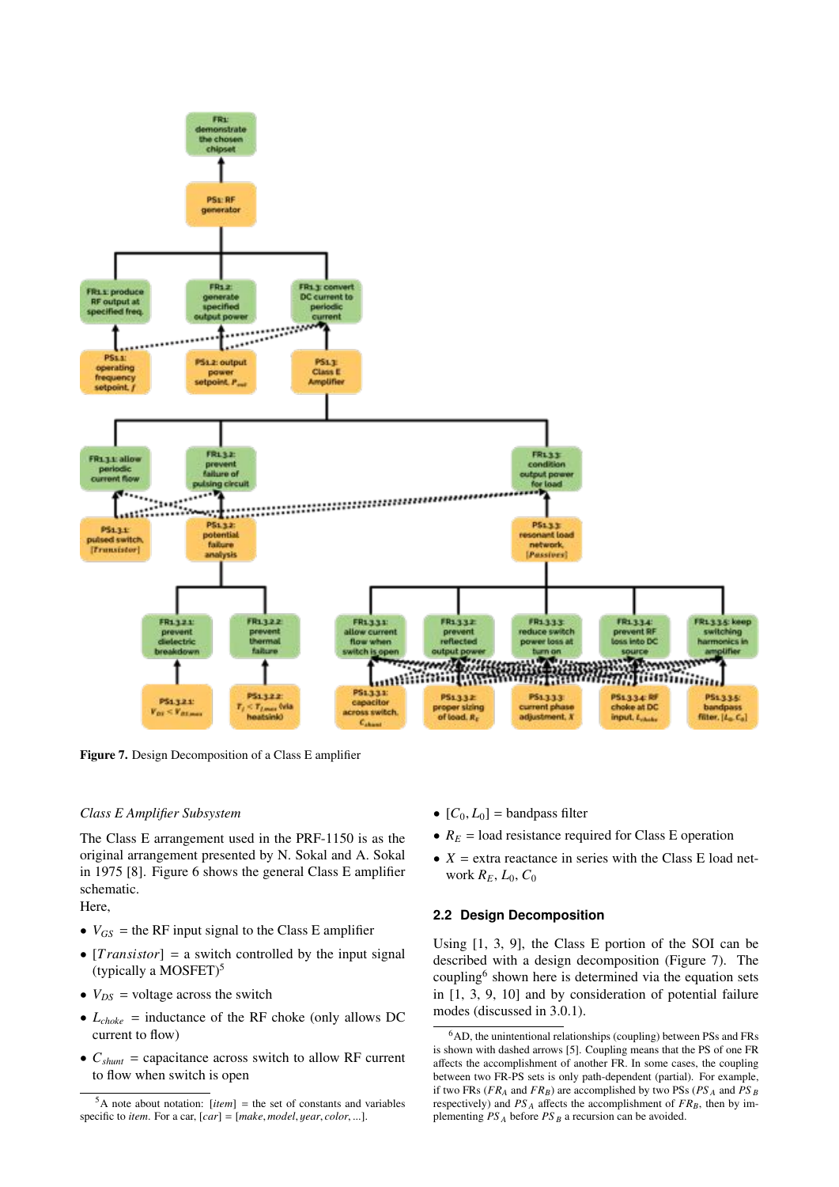**Figure 7.** Design Decomposition of a Class E amplifier

*Class E Amplifier Subsystem*

The Class E arrangement used in the PRF-1150 is as the original arrangement presented by N. Sokal and A. Sokal in 1975 [8]. Figure 6 shows the general Class E amplifier schematic.
Here,

- $V_{GS}$ = the RF input signal to the Class E amplifier
- $[Transistor]$ = a switch controlled by the input signal (typically a MOSFET)[5]
- $V_{DS}$ = voltage across the switch
- $L_{choke}$ = inductance of the RF choke (only allows DC current to flow)
- $C_{shunt}$ = capacitance across switch to allow RF current to flow when switch is open
- $[C_0, L_0]$ = bandpass filter
- $R_E$ = load resistance required for Class E operation
- $X$ = extra reactance in series with the Class E load network $R_E$, $L_0$, $C_0$

## 2.2 Design Decomposition

Using [1, 3, 9], the Class E portion of the SOI can be described with a design decomposition (Figure 7). The coupling[6] shown here is determined via the equation sets in [1, 3, 9, 10] and by consideration of potential failure modes (discussed in 3.0.1).

[5] A note about notation: $[item]$ = the set of constants and variables specific to *item*. For a car, $[car]$ = $[make, model, year, color, ...]$.

[6] AD, the unintentional relationships (coupling) between PSs and FRs is shown with dashed arrows [5]. Coupling means that the PS of one FR affects the accomplishment of another FR. In some cases, the coupling between two FR-PS sets is only path-dependent (partial). For example, if two FRs ($FR_A$ and $FR_B$) are accomplished by two PSs ($PS_A$ and $PS_B$ respectively) and $PS_A$ affects the accomplishment of $FR_B$, then by implementing $PS_A$ before $PS_B$ a recursion can be avoided.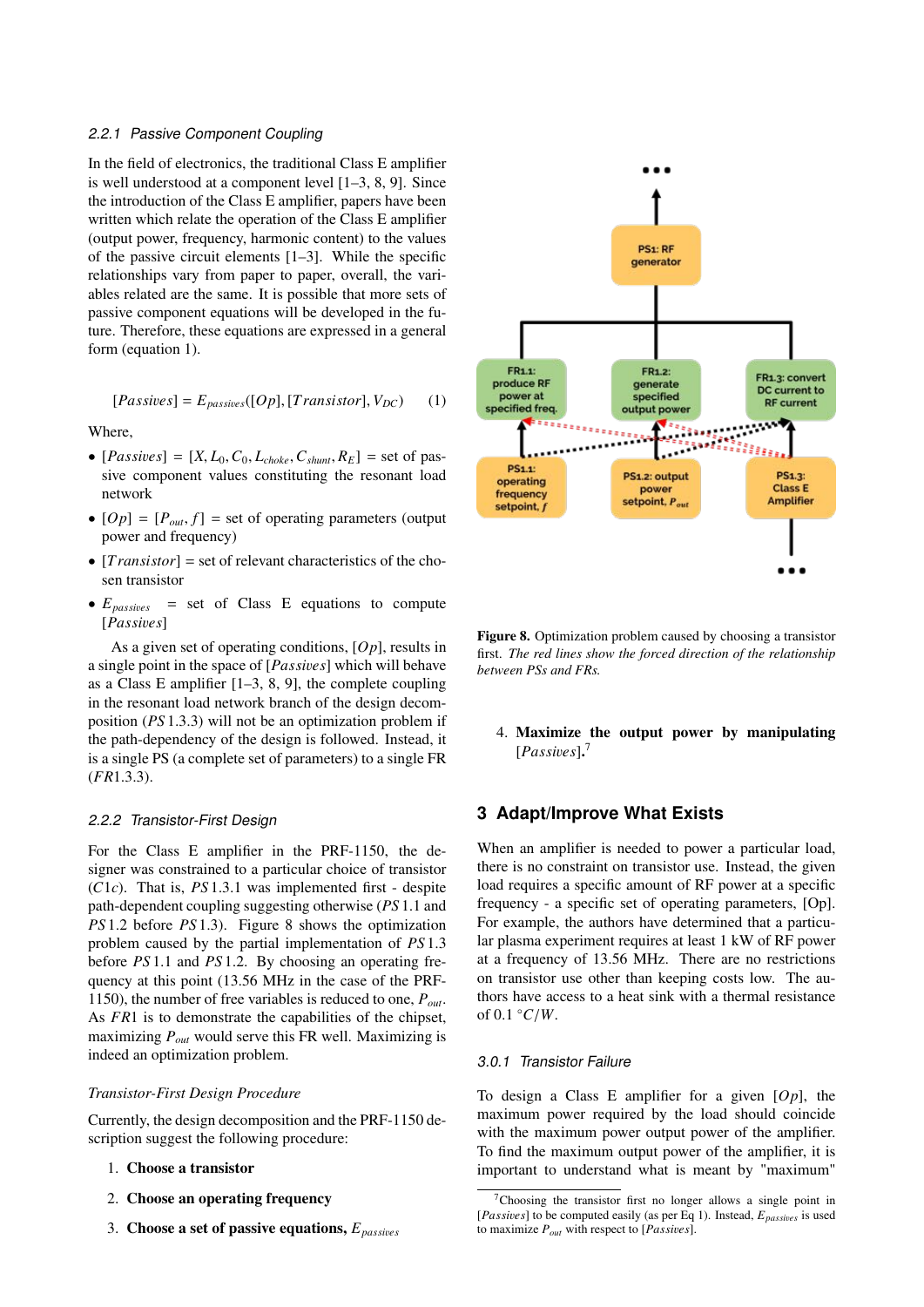### 2.2.1 Passive Component Coupling

In the field of electronics, the traditional Class E amplifier is well understood at a component level [1–3, 8, 9]. Since the introduction of the Class E amplifier, papers have been written which relate the operation of the Class E amplifier (output power, frequency, harmonic content) to the values of the passive circuit elements [1–3]. While the specific relationships vary from paper to paper, overall, the variables related are the same. It is possible that more sets of passive component equations will be developed in the future. Therefore, these equations are expressed in a general form (equation 1).

$$[Passives] = E_{passives}([Op], [Transistor], V_{DC}) \quad (1)$$

Where,

- $[Passives] = [X, L_0, C_0, L_{choke}, C_{shunt}, R_E]$ = set of passive component values constituting the resonant load network
- $[Op] = [P_{out}, f]$ = set of operating parameters (output power and frequency)
- $[Transistor]$ = set of relevant characteristics of the chosen transistor
- $E_{passives}$ = set of Class E equations to compute $[Passives]$

As a given set of operating conditions, $[Op]$, results in a single point in the space of $[Passives]$ which will behave as a Class E amplifier [1–3, 8, 9], the complete coupling in the resonant load network branch of the design decomposition ($PS\,1.3.3$) will not be an optimization problem if the path-dependency of the design is followed. Instead, it is a single PS (a complete set of parameters) to a single FR ($FR1.3.3$).

### 2.2.2 Transistor-First Design

For the Class E amplifier in the PRF-1150, the designer was constrained to a particular choice of transistor ($C1c$). That is, $PS\,1.3.1$ was implemented first - despite path-dependent coupling suggesting otherwise ($PS\,1.1$ and $PS\,1.2$ before $PS\,1.3$). Figure 8 shows the optimization problem caused by the partial implementation of $PS\,1.3$ before $PS\,1.1$ and $PS\,1.2$. By choosing an operating frequency at this point (13.56 MHz in the case of the PRF-1150), the number of free variables is reduced to one, $P_{out}$. As $FR1$ is to demonstrate the capabilities of the chipset, maximizing $P_{out}$ would serve this FR well. Maximizing is indeed an optimization problem.

*Transistor-First Design Procedure*

Currently, the design decomposition and the PRF-1150 description suggest the following procedure:

1. **Choose a transistor**
2. **Choose an operating frequency**
3. **Choose a set of passive equations, $E_{passives}$**

**Figure 8.** Optimization problem caused by choosing a transistor first. *The red lines show the forced direction of the relationship between PSs and FRs.*

4. **Maximize the output power by manipulating $[Passives]$.**[7]

## 3 Adapt/Improve What Exists

When an amplifier is needed to power a particular load, there is no constraint on transistor use. Instead, the given load requires a specific amount of RF power at a specific frequency - a specific set of operating parameters, [Op]. For example, the authors have determined that a particular plasma experiment requires at least 1 kW of RF power at a frequency of 13.56 MHz. There are no restrictions on transistor use other than keeping costs low. The authors have access to a heat sink with a thermal resistance of 0.1 $°C/W$.

### 3.0.1 Transistor Failure

To design a Class E amplifier for a given $[Op]$, the maximum power required by the load should coincide with the maximum power output power of the amplifier. To find the maximum output power of the amplifier, it is important to understand what is meant by "maximum"

[7] Choosing the transistor first no longer allows a single point in $[Passives]$ to be computed easily (as per Eq 1). Instead, $E_{passives}$ is used to maximize $P_{out}$ with respect to $[Passives]$.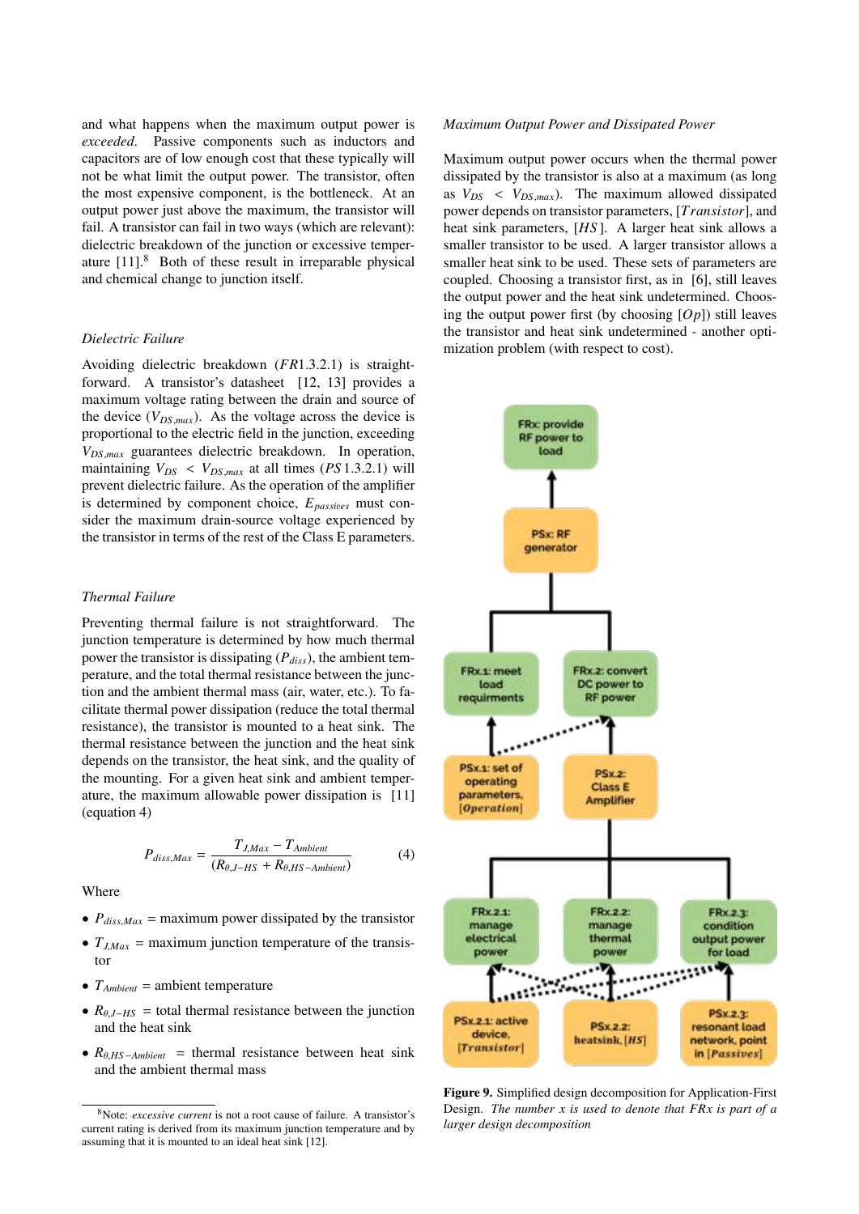and what happens when the maximum output power is *exceeded*. Passive components such as inductors and capacitors are of low enough cost that these typically will not be what limit the output power. The transistor, often the most expensive component, is the bottleneck. At an output power just above the maximum, the transistor will fail. A transistor can fail in two ways (which are relevant): dielectric breakdown of the junction or excessive temperature [11].[8] Both of these result in irreparable physical and chemical change to junction itself.

### *Dielectric Failure*

Avoiding dielectric breakdown ($FR1.3.2.1$) is straightforward. A transistor's datasheet [12, 13] provides a maximum voltage rating between the drain and source of the device ($V_{DS,max}$). As the voltage across the device is proportional to the electric field in the junction, exceeding $V_{DS,max}$ guarantees dielectric breakdown. In operation, maintaining $V_{DS} < V_{DS,max}$ at all times ($PS\,1.3.2.1$) will prevent dielectric failure. As the operation of the amplifier is determined by component choice, $E_{passives}$ must consider the maximum drain-source voltage experienced by the transistor in terms of the rest of the Class E parameters.

### *Thermal Failure*

Preventing thermal failure is not straightforward. The junction temperature is determined by how much thermal power the transistor is dissipating ($P_{diss}$), the ambient temperature, and the total thermal resistance between the junction and the ambient thermal mass (air, water, etc.). To facilitate thermal power dissipation (reduce the total thermal resistance), the transistor is mounted to a heat sink. The thermal resistance between the junction and the heat sink depends on the transistor, the heat sink, and the quality of the mounting. For a given heat sink and ambient temperature, the maximum allowable power dissipation is [11] (equation 4)

$$P_{diss,Max} = \frac{T_{J,Max} - T_{Ambient}}{(R_{\theta,J-HS} + R_{\theta,HS-Ambient})} \tag{4}$$

Where

- $P_{diss,Max}$ = maximum power dissipated by the transistor
- $T_{J,Max}$ = maximum junction temperature of the transistor
- $T_{Ambient}$ = ambient temperature
- $R_{\theta,J-HS}$ = total thermal resistance between the junction and the heat sink
- $R_{\theta,HS-Ambient}$ = thermal resistance between heat sink and the ambient thermal mass

[8] Note: *excessive current* is not a root cause of failure. A transistor's current rating is derived from its maximum junction temperature and by assuming that it is mounted to an ideal heat sink [12].

### *Maximum Output Power and Dissipated Power*

Maximum output power occurs when the thermal power dissipated by the transistor is also at a maximum (as long as $V_{DS} < V_{DS,max}$). The maximum allowed dissipated power depends on transistor parameters, $[Transistor]$, and heat sink parameters, $[HS]$. A larger heat sink allows a smaller transistor to be used. A larger transistor allows a smaller heat sink to be used. These sets of parameters are coupled. Choosing a transistor first, as in [6], still leaves the output power and the heat sink undetermined. Choosing the output power first (by choosing $[Op]$) still leaves the transistor and heat sink undetermined - another optimization problem (with respect to cost).

**Figure 9.** Simplified design decomposition for Application-First Design. *The number x is used to denote that FRx is part of a larger design decomposition*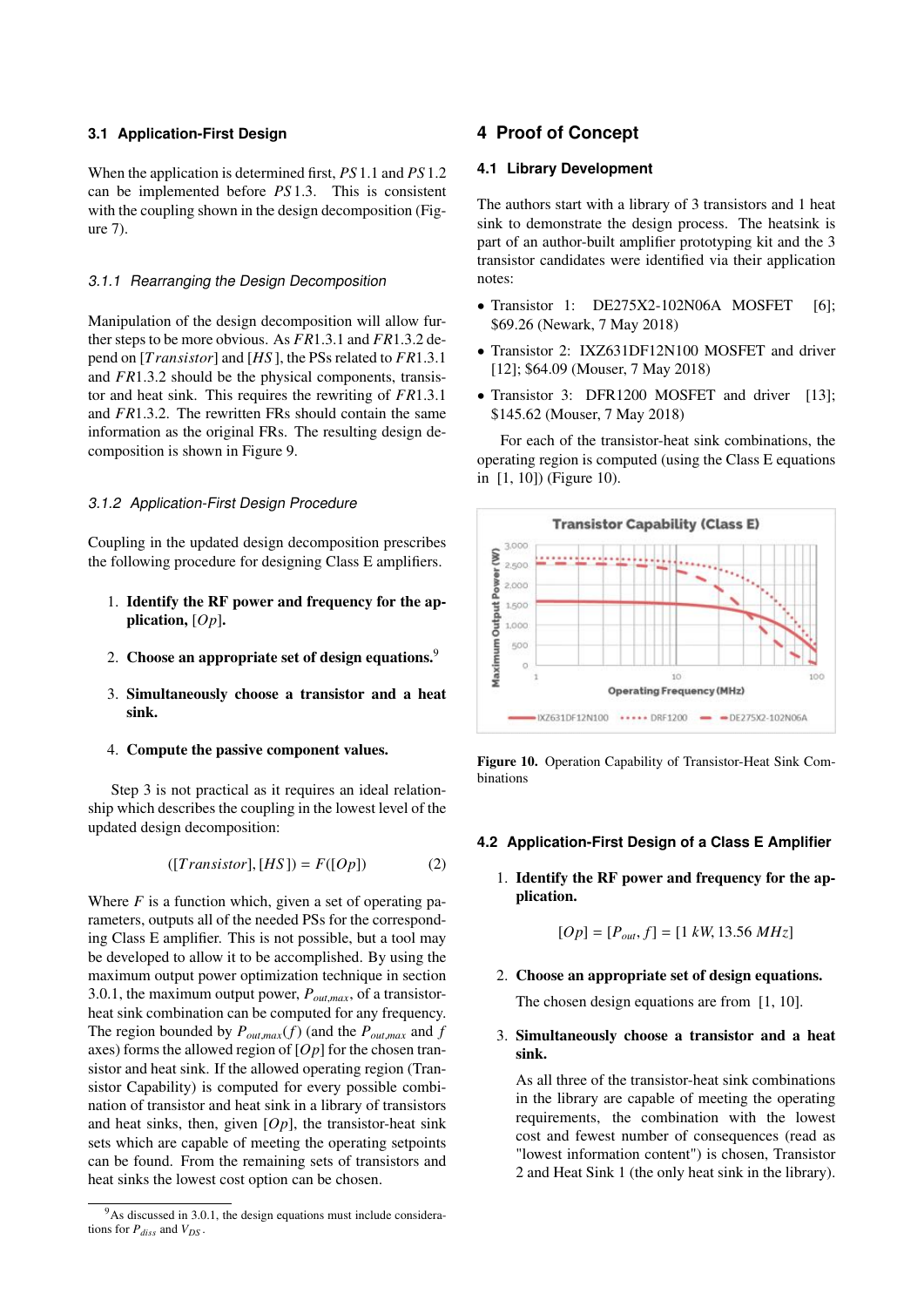### 3.1 Application-First Design

When the application is determined first, $PS\,1.1$ and $PS\,1.2$ can be implemented before $PS\,1.3$. This is consistent with the coupling shown in the design decomposition (Figure 7).

#### 3.1.1 Rearranging the Design Decomposition

Manipulation of the design decomposition will allow further steps to be more obvious. As $FR1.3.1$ and $FR1.3.2$ depend on $[Transistor]$ and $[HS]$, the PSs related to $FR1.3.1$ and $FR1.3.2$ should be the physical components, transistor and heat sink. This requires the rewriting of $FR1.3.1$ and $FR1.3.2$. The rewritten FRs should contain the same information as the original FRs. The resulting design decomposition is shown in Figure 9.

#### 3.1.2 Application-First Design Procedure

Coupling in the updated design decomposition prescribes the following procedure for designing Class E amplifiers.

1. **Identify the RF power and frequency for the application, $[Op]$.**
2. **Choose an appropriate set of design equations.**[9]
3. **Simultaneously choose a transistor and a heat sink.**
4. **Compute the passive component values.**

Step 3 is not practical as it requires an ideal relationship which describes the coupling in the lowest level of the updated design decomposition:

$$([Transistor], [HS]) = F([Op]) \tag{2}$$

Where $F$ is a function which, given a set of operating parameters, outputs all of the needed PSs for the corresponding Class E amplifier. This is not possible, but a tool may be developed to allow it to be accomplished. By using the maximum output power optimization technique in section 3.0.1, the maximum output power, $P_{out,max}$, of a transistor-heat sink combination can be computed for any frequency. The region bounded by $P_{out,max}(f)$ (and the $P_{out,max}$ and $f$ axes) forms the allowed region of $[Op]$ for the chosen transistor and heat sink. If the allowed operating region (Transistor Capability) is computed for every possible combination of transistor and heat sink in a library of transistors and heat sinks, then, given $[Op]$, the transistor-heat sink sets which are capable of meeting the operating setpoints can be found. From the remaining sets of transistors and heat sinks the lowest cost option can be chosen.

[9] As discussed in 3.0.1, the design equations must include considerations for $P_{diss}$ and $V_{DS}$.

## 4 Proof of Concept

### 4.1 Library Development

The authors start with a library of 3 transistors and 1 heat sink to demonstrate the design process. The heatsink is part of an author-built amplifier prototyping kit and the 3 transistor candidates were identified via their application notes:

- Transistor 1: DE275X2-102N06A MOSFET [6]; \$69.26 (Newark, 7 May 2018)
- Transistor 2: IXZ631DF12N100 MOSFET and driver [12]; \$64.09 (Mouser, 7 May 2018)
- Transistor 3: DFR1200 MOSFET and driver [13]; \$145.62 (Mouser, 7 May 2018)

For each of the transistor-heat sink combinations, the operating region is computed (using the Class E equations in [1, 10]) (Figure 10).

Figure 10. Operation Capability of Transistor-Heat Sink Combinations

### 4.2 Application-First Design of a Class E Amplifier

1. **Identify the RF power and frequency for the application.**

   $$[Op] = [P_{out}, f] = [1\ kW, 13.56\ MHz]$$

2. **Choose an appropriate set of design equations.**

   The chosen design equations are from [1, 10].

3. **Simultaneously choose a transistor and a heat sink.**

   As all three of the transistor-heat sink combinations in the library are capable of meeting the operating requirements, the combination with the lowest cost and fewest number of consequences (read as "lowest information content") is chosen, Transistor 2 and Heat Sink 1 (the only heat sink in the library).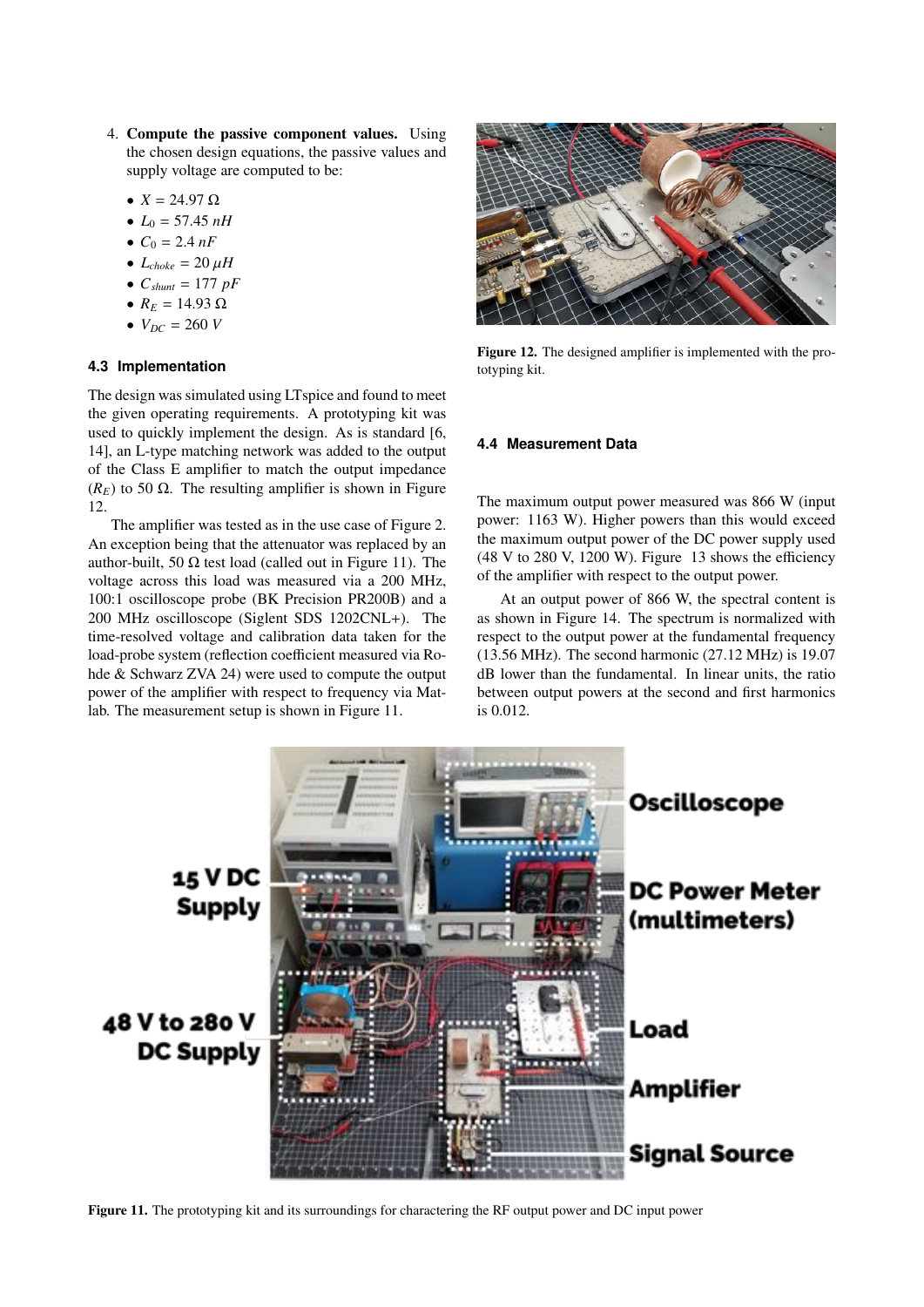4. **Compute the passive component values.** Using the chosen design equations, the passive values and supply voltage are computed to be:

   - $X = 24.97\ \Omega$
   - $L_0 = 57.45\ nH$
   - $C_0 = 2.4\ nF$
   - $L_{choke} = 20\ \mu H$
   - $C_{shunt} = 177\ pF$
   - $R_E = 14.93\ \Omega$
   - $V_{DC} = 260\ V$

### 4.3 Implementation

The design was simulated using LTspice and found to meet the given operating requirements. A prototyping kit was used to quickly implement the design. As is standard [6, 14], an L-type matching network was added to the output of the Class E amplifier to match the output impedance ($R_E$) to 50 Ω. The resulting amplifier is shown in Figure 12.

The amplifier was tested as in the use case of Figure 2. An exception being that the attenuator was replaced by an author-built, 50 Ω test load (called out in Figure 11). The voltage across this load was measured via a 200 MHz, 100:1 oscilloscope probe (BK Precision PR200B) and a 200 MHz oscilloscope (Siglent SDS 1202CNL+). The time-resolved voltage and calibration data taken for the load-probe system (reflection coefficient measured via Rohde & Schwarz ZVA 24) were used to compute the output power of the amplifier with respect to frequency via Matlab. The measurement setup is shown in Figure 11.

**Figure 12.** The designed amplifier is implemented with the prototyping kit.

### 4.4 Measurement Data

The maximum output power measured was 866 W (input power: 1163 W). Higher powers than this would exceed the maximum output power of the DC power supply used (48 V to 280 V, 1200 W). Figure 13 shows the efficiency of the amplifier with respect to the output power.

At an output power of 866 W, the spectral content is as shown in Figure 14. The spectrum is normalized with respect to the output power at the fundamental frequency (13.56 MHz). The second harmonic (27.12 MHz) is 19.07 dB lower than the fundamental. In linear units, the ratio between output powers at the second and first harmonics is 0.012.

**Figure 11.** The prototyping kit and its surroundings for charactering the RF output power and DC input power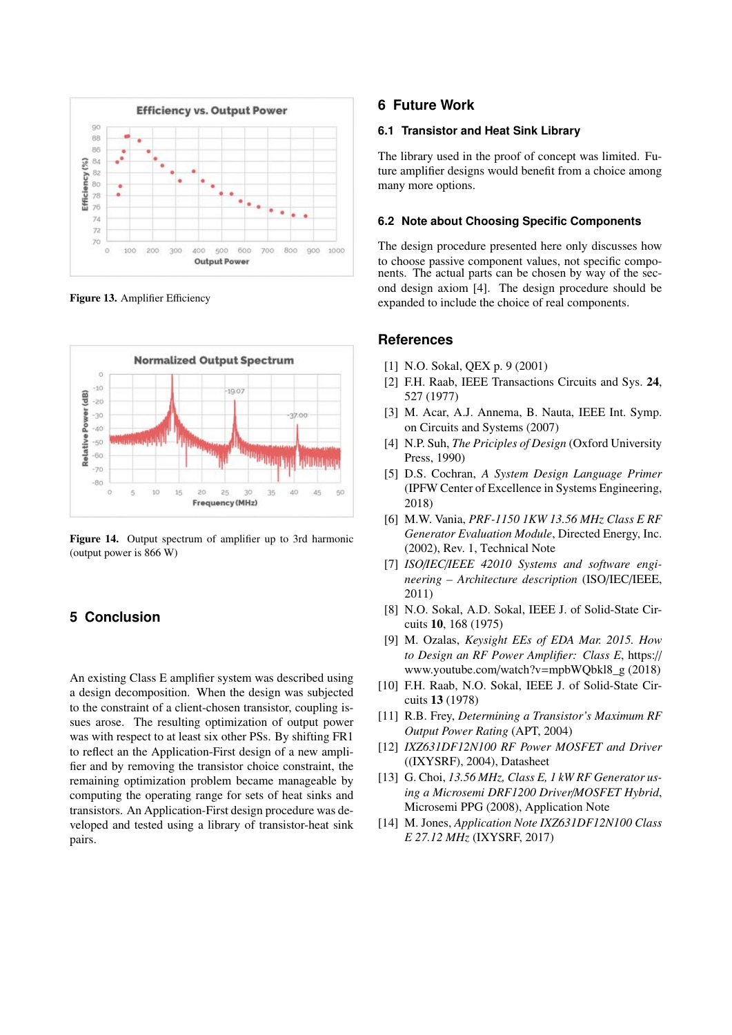Efficiency vs. Output Power

Efficiency (%)

90
88
86
84
82
80
78
76
74
72
70

0 100 200 300 400 500 600 700 800 900 1000

Output Power

**Figure 13.** Amplifier Efficiency

Normalized Output Spectrum

Relative Power (dB)

0
-10
-20
-30
-40
-50
-60
-70
-80

-19.07

-37.00

0 5 10 15 20 25 30 35 40 45 50

Frequency (MHz)

**Figure 14.** Output spectrum of amplifier up to 3rd harmonic (output power is 866 W)

## 5 Conclusion

An existing Class E amplifier system was described using a design decomposition. When the design was subjected to the constraint of a client-chosen transistor, coupling issues arose. The resulting optimization of output power was with respect to at least six other PSs. By shifting FR1 to reflect an the Application-First design of a new amplifier and by removing the transistor choice constraint, the remaining optimization problem became manageable by computing the operating range for sets of heat sinks and transistors. An Application-First design procedure was developed and tested using a library of transistor-heat sink pairs.

## 6 Future Work

### 6.1 Transistor and Heat Sink Library

The library used in the proof of concept was limited. Future amplifier designs would benefit from a choice among many more options.

### 6.2 Note about Choosing Specific Components

The design procedure presented here only discusses how to choose passive component values, not specific components. The actual parts can be chosen by way of the second design axiom [4]. The design procedure should be expanded to include the choice of real components.

## References

[1] N.O. Sokal, QEX p. 9 (2001)

[2] F.H. Raab, IEEE Transactions Circuits and Sys. **24**, 527 (1977)

[3] M. Acar, A.J. Annema, B. Nauta, IEEE Int. Symp. on Circuits and Systems (2007)

[4] N.P. Suh, *The Priciples of Design* (Oxford University Press, 1990)

[5] D.S. Cochran, *A System Design Language Primer* (IPFW Center of Excellence in Systems Engineering, 2018)

[6] M.W. Vania, *PRF-1150 1KW 13.56 MHz Class E RF Generator Evaluation Module*, Directed Energy, Inc. (2002), Rev. 1, Technical Note

[7] *ISO/IEC/IEEE 42010 Systems and software engineering – Architecture description* (ISO/IEC/IEEE, 2011)

[8] N.O. Sokal, A.D. Sokal, IEEE J. of Solid-State Circuits **10**, 168 (1975)

[9] M. Ozalas, *Keysight EEs of EDA Mar. 2015. How to Design an RF Power Amplifier: Class E*, https://www.youtube.com/watch?v=mpbWQbkl8_g (2018)

[10] F.H. Raab, N.O. Sokal, IEEE J. of Solid-State Circuits **13** (1978)

[11] R.B. Frey, *Determining a Transistor's Maximum RF Output Power Rating* (APT, 2004)

[12] *IXZ631DF12N100 RF Power MOSFET and Driver* ((IXYSRF), 2004), Datasheet

[13] G. Choi, *13.56 MHz, Class E, 1 kW RF Generator using a Microsemi DRF1200 Driver/MOSFET Hybrid*, Microsemi PPG (2008), Application Note

[14] M. Jones, *Application Note IXZ631DF12N100 Class E 27.12 MHz* (IXYSRF, 2017)